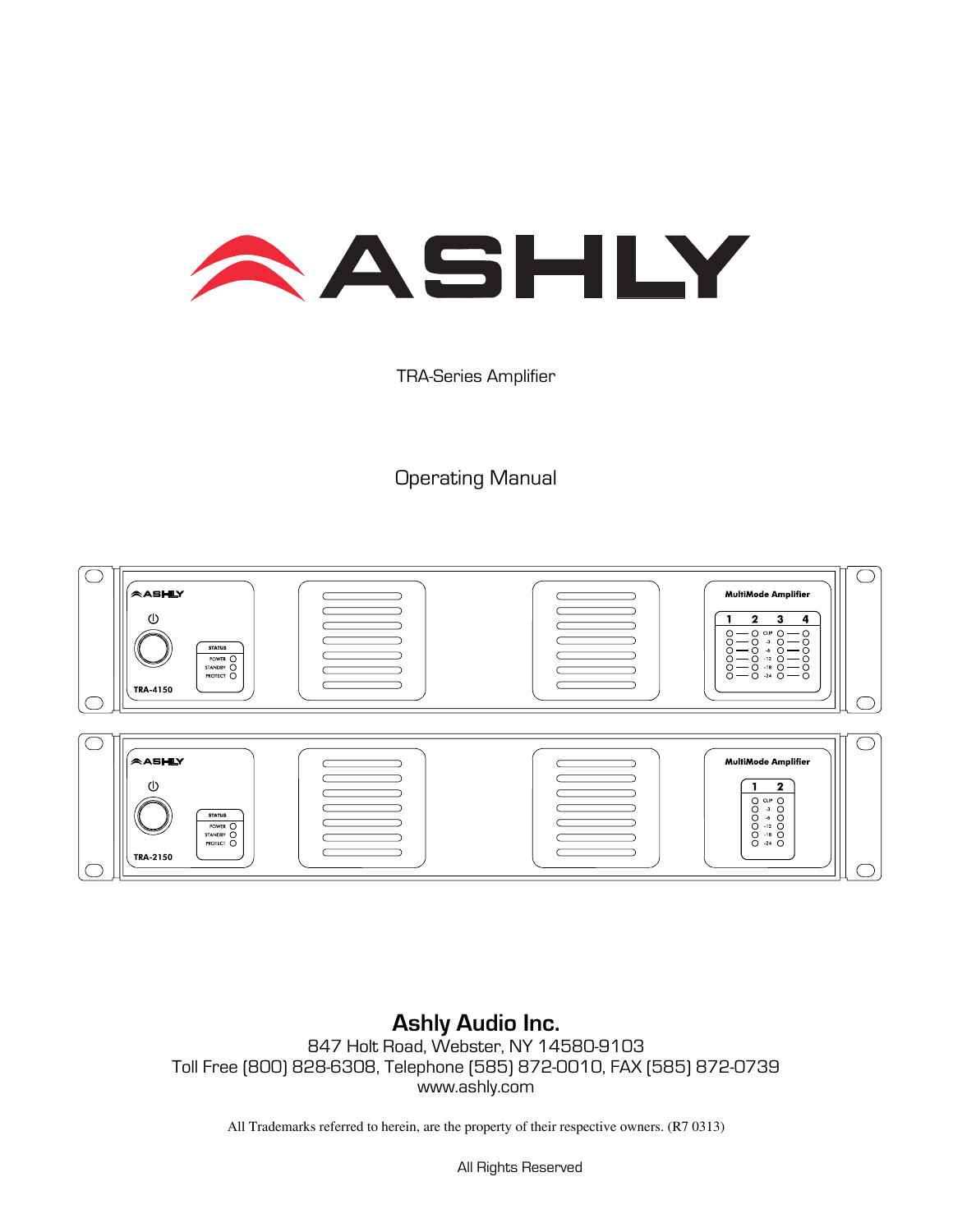# ASHLY

TRA-Series Amplifier

Operating Manual

## Ashly Audio Inc.

847 Holt Road, Webster, NY 14580-9103
Toll Free (800) 828-6308, Telephone (585) 872-0010, FAX (585) 872-0739
www.ashly.com

All Trademarks referred to herein, are the property of their respective owners. (R7 0313)

All Rights Reserved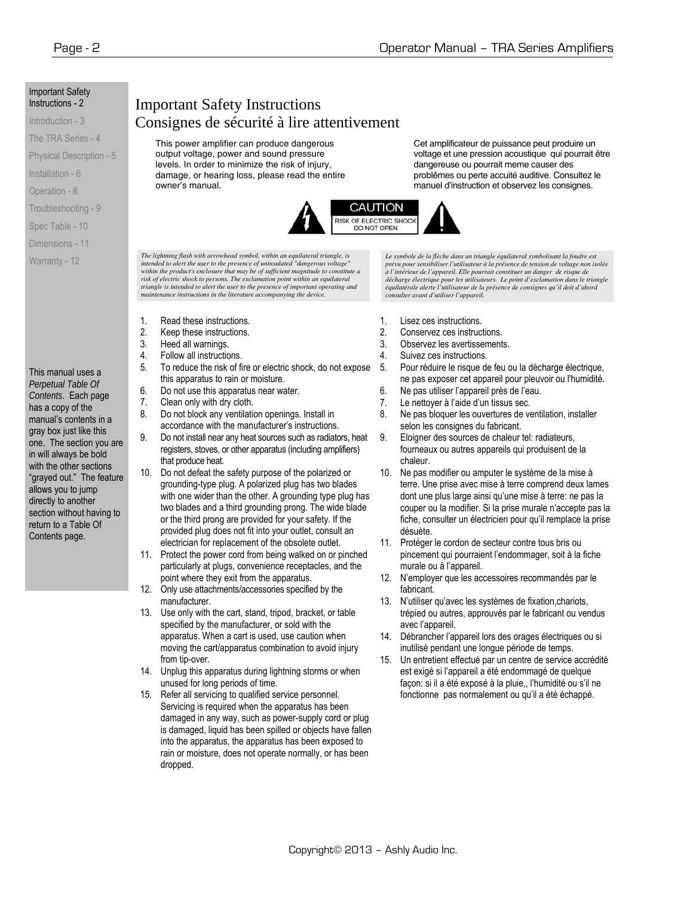Important Safety Instructions - 2

Introduction - 3

The TRA Series - 4

Physical Description - 5

Installation - 6

Operation - 8

Troubleshooting - 9

Spec Table - 10

Dimensions - 11

Warranty - 12

This manual uses a *Perpetual Table Of Contents*. Each page has a copy of the manual's contents in a gray box just like this one. The section you are in will always be bold with the other sections "grayed out." The feature allows you to jump directly to another section without having to return to a Table Of Contents page.

# Important Safety Instructions
# Consignes de sécurité à lire attentivement

This power amplifier can produce dangerous output voltage, power and sound pressure levels. In order to minimize the risk of injury, damage, or hearing loss, please read the entire owner's manual.

Cet amplificateur de puissance peut produire un voltage et une pression acoustique qui pourrait être dangereuse ou pourrait meme causer des problêmes ou perte accuité auditive. Consultez le manuel d'instruction et observez les consignes.

CAUTION
RISK OF ELECTRIC SHOCK
DO NOT OPEN

*The lightning flash with arrowhead symbol, within an equilateral triangle, is intended to alert the user to the presence of uninsulated "dangerous voltage" within the product's enclosure that may be of sufficient magnitude to constitute a risk of electric shock to persons. The exclamation point within an equilateral triangle is intended to alert the user to the presence of important operating and maintenance instructions in the literature accompanying the device.*

1. Read these instructions.
2. Keep these instructions.
3. Heed all warnings.
4. Follow all instructions.
5. To reduce the risk of fire or electric shock, do not expose this apparatus to rain or moisture.
6. Do not use this apparatus near water.
7. Clean only with dry cloth.
8. Do not block any ventilation openings. Install in accordance with the manufacturer's instructions.
9. Do not install near any heat sources such as radiators, heat registers, stoves, or other apparatus (including amplifiers) that produce heat.
10. Do not defeat the safety purpose of the polarized or grounding-type plug. A polarized plug has two blades with one wider than the other. A grounding type plug has two blades and a third grounding prong. The wide blade or the third prong are provided for your safety. If the provided plug does not fit into your outlet, consult an electrician for replacement of the obsolete outlet.
11. Protect the power cord from being walked on or pinched particularly at plugs, convenience receptacles, and the point where they exit from the apparatus.
12. Only use attachments/accessories specified by the manufacturer.
13. Use only with the cart, stand, tripod, bracket, or table specified by the manufacturer, or sold with the apparatus. When a cart is used, use caution when moving the cart/apparatus combination to avoid injury from tip-over.
14. Unplug this apparatus during lightning storms or when unused for long periods of time.
15. Refer all servicing to qualified service personnel. Servicing is required when the apparatus has been damaged in any way, such as power-supply cord or plug is damaged, liquid has been spilled or objects have fallen into the apparatus, the apparatus has been exposed to rain or moisture, does not operate normally, or has been dropped.

*Le symbole de la flèche dans un triangle équilateral symbolisant la foudre est prévu pour sensibiliser l'utilisateur à la présence de tension de voltage non isolée à l'intérieur de l'appareil. Elle pourrait constituer un danger de risque de décharge électrique pour les utilisateurs. Le point d'exclamation dans le triangle équilatérale alerte l'utilisateur de la présence de consignes qu'il doit d'abord consulter avant d'utiliser l'appareil.*

1. Lisez ces instructions.
2. Conservez ces instructions.
3. Observez les avertissements.
4. Suivez ces instructions.
5. Pour réduire le risque de feu ou la décharge électrique, ne pas exposer cet appareil pour pleuvoir ou l'humidité.
6. Ne pas utiliser l'appareil près de l'eau.
7. Le nettoyer à l'aide d'un tissus sec.
8. Ne pas bloquer les ouvertures de ventilation, installer selon les consignes du fabricant.
9. Eloigner des sources de chaleur tel: radiateurs, fourneaux ou autres appareils qui produisent de la chaleur.
10. Ne pas modifier ou amputer le système de la mise à terre. Une prise avec mise à terre comprend deux lames dont une plus large ainsi qu'une mise à terre: ne pas la couper ou la modifier. Si la prise murale n'accepte pas la fiche, consulter un électricien pour qu'il remplace la prise désuète.
11. Protéger le cordon de secteur contre tous bris ou pincement qui pourraient l'endommager, soit à la fiche murale ou à l'appareil.
12. N'employer que les accessoires recommandés par le fabricant.
13. N'utiliser qu'avec les systèmes de fixation,chariots, trépied ou autres, approuvés par le fabricant ou vendus avec l'appareil.
14. Débrancher l'appareil lors des orages électriques ou si inutilisé pendant une longue période de temps.
15. Un entretient effectué par un centre de service accrédité est exigé si l'appareil a été endommagé de quelque façon: si il a été exposé à la pluie,, l'humidité ou s'il ne fonctionne pas normalement ou qu'il a été échappé.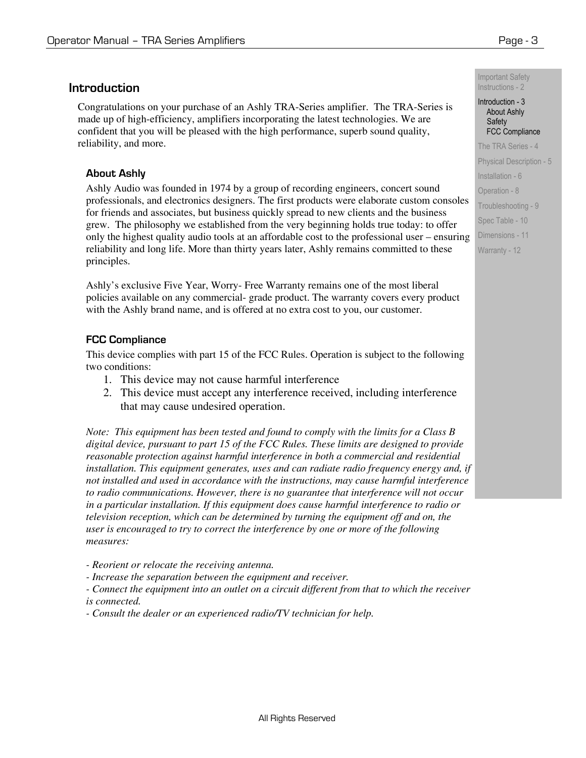## Introduction

Congratulations on your purchase of an Ashly TRA-Series amplifier. The TRA-Series is made up of high-efficiency, amplifiers incorporating the latest technologies. We are confident that you will be pleased with the high performance, superb sound quality, reliability, and more.

### About Ashly

Ashly Audio was founded in 1974 by a group of recording engineers, concert sound professionals, and electronics designers. The first products were elaborate custom consoles for friends and associates, but business quickly spread to new clients and the business grew. The philosophy we established from the very beginning holds true today: to offer only the highest quality audio tools at an affordable cost to the professional user – ensuring reliability and long life. More than thirty years later, Ashly remains committed to these principles.

Ashly's exclusive Five Year, Worry- Free Warranty remains one of the most liberal policies available on any commercial- grade product. The warranty covers every product with the Ashly brand name, and is offered at no extra cost to you, our customer.

### FCC Compliance

This device complies with part 15 of the FCC Rules. Operation is subject to the following two conditions:

1. This device may not cause harmful interference
2. This device must accept any interference received, including interference that may cause undesired operation.

*Note: This equipment has been tested and found to comply with the limits for a Class B digital device, pursuant to part 15 of the FCC Rules. These limits are designed to provide reasonable protection against harmful interference in both a commercial and residential installation. This equipment generates, uses and can radiate radio frequency energy and, if not installed and used in accordance with the instructions, may cause harmful interference to radio communications. However, there is no guarantee that interference will not occur in a particular installation. If this equipment does cause harmful interference to radio or television reception, which can be determined by turning the equipment off and on, the user is encouraged to try to correct the interference by one or more of the following measures:*

*- Reorient or relocate the receiving antenna.*
*- Increase the separation between the equipment and receiver.*
*- Connect the equipment into an outlet on a circuit different from that to which the receiver is connected.*
*- Consult the dealer or an experienced radio/TV technician for help.*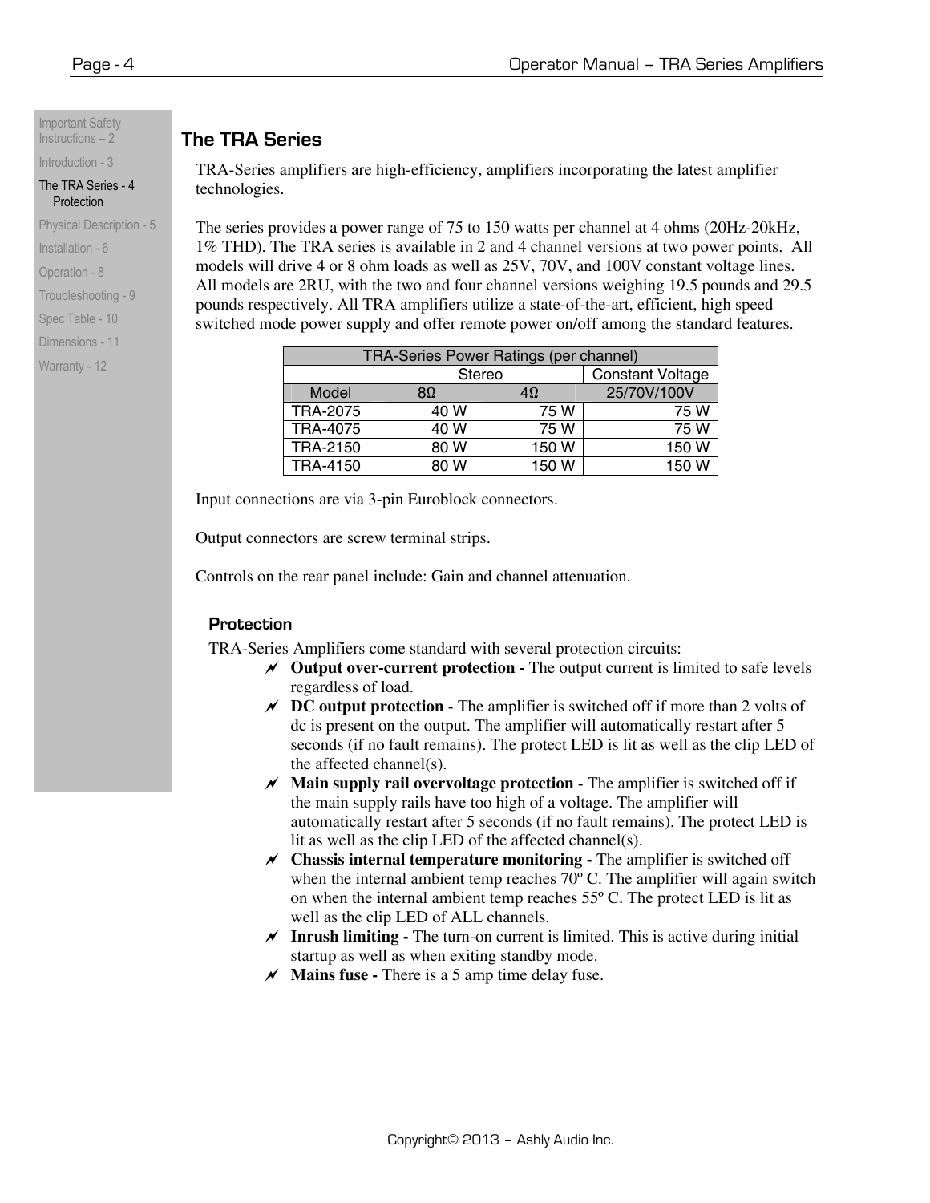## The TRA Series

TRA-Series amplifiers are high-efficiency, amplifiers incorporating the latest amplifier technologies.

The series provides a power range of 75 to 150 watts per channel at 4 ohms (20Hz-20kHz, 1% THD). The TRA series is available in 2 and 4 channel versions at two power points. All models will drive 4 or 8 ohm loads as well as 25V, 70V, and 100V constant voltage lines. All models are 2RU, with the two and four channel versions weighing 19.5 pounds and 29.5 pounds respectively. All TRA amplifiers utilize a state-of-the-art, efficient, high speed switched mode power supply and offer remote power on/off among the standard features.

| TRA-Series Power Ratings (per channel) | | | |
|---|---|---|---|
| | Stereo | | Constant Voltage |
| Model | 8Ω | 4Ω | 25/70V/100V |
| TRA-2075 | 40 W | 75 W | 75 W |
| TRA-4075 | 40 W | 75 W | 75 W |
| TRA-2150 | 80 W | 150 W | 150 W |
| TRA-4150 | 80 W | 150 W | 150 W |

Input connections are via 3-pin Euroblock connectors.

Output connectors are screw terminal strips.

Controls on the rear panel include: Gain and channel attenuation.

### Protection

TRA-Series Amplifiers come standard with several protection circuits:

- **Output over-current protection -** The output current is limited to safe levels regardless of load.
- **DC output protection -** The amplifier is switched off if more than 2 volts of dc is present on the output. The amplifier will automatically restart after 5 seconds (if no fault remains). The protect LED is lit as well as the clip LED of the affected channel(s).
- **Main supply rail overvoltage protection -** The amplifier is switched off if the main supply rails have too high of a voltage. The amplifier will automatically restart after 5 seconds (if no fault remains). The protect LED is lit as well as the clip LED of the affected channel(s).
- **Chassis internal temperature monitoring -** The amplifier is switched off when the internal ambient temp reaches 70º C. The amplifier will again switch on when the internal ambient temp reaches 55º C. The protect LED is lit as well as the clip LED of ALL channels.
- **Inrush limiting -** The turn-on current is limited. This is active during initial startup as well as when exiting standby mode.
- **Mains fuse -** There is a 5 amp time delay fuse.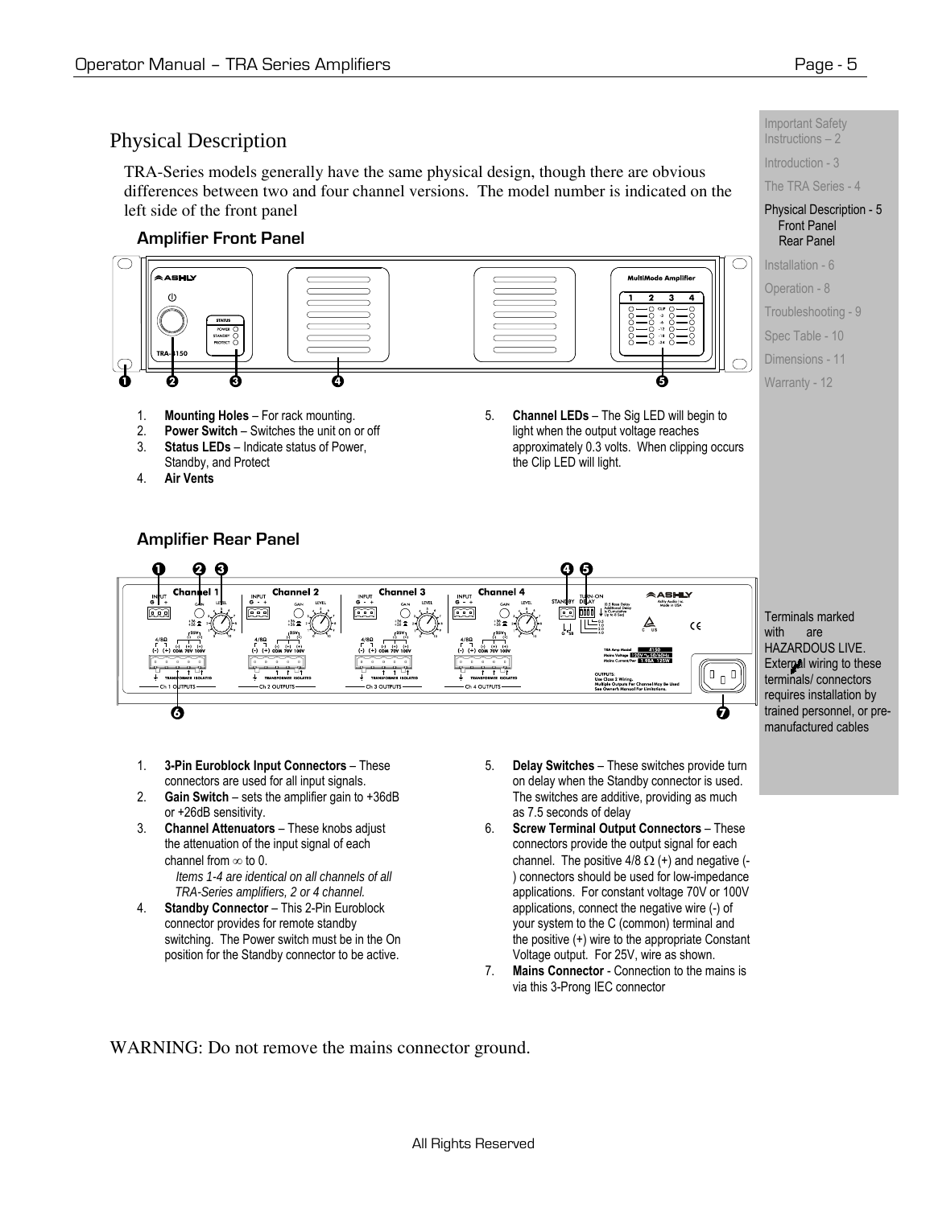# Physical Description

TRA-Series models generally have the same physical design, though there are obvious differences between two and four channel versions. The model number is indicated on the left side of the front panel

## Amplifier Front Panel

1. **Mounting Holes** – For rack mounting.
2. **Power Switch** – Switches the unit on or off
3. **Status LEDs** – Indicate status of Power, Standby, and Protect
4. **Air Vents**
5. **Channel LEDs** – The Sig LED will begin to light when the output voltage reaches approximately 0.3 volts. When clipping occurs the Clip LED will light.

## Amplifier Rear Panel

1. **3-Pin Euroblock Input Connectors** – These connectors are used for all input signals.
2. **Gain Switch** – sets the amplifier gain to +36dB or +26dB sensitivity.
3. **Channel Attenuators** – These knobs adjust the attenuation of the input signal of each channel from ∞ to 0.

   *Items 1-4 are identical on all channels of all TRA-Series amplifiers, 2 or 4 channel.*
4. **Standby Connector** – This 2-Pin Euroblock connector provides for remote standby switching. The Power switch must be in the On position for the Standby connector to be active.
5. **Delay Switches** – These switches provide turn on delay when the Standby connector is used. The switches are additive, providing as much as 7.5 seconds of delay
6. **Screw Terminal Output Connectors** – These connectors provide the output signal for each channel. The positive 4/8 Ω (+) and negative (-) connectors should be used for low-impedance applications. For constant voltage 70V or 100V applications, connect the negative wire (-) of your system to the C (common) terminal and the positive (+) wire to the appropriate Constant Voltage output. For 25V, wire as shown.
7. **Mains Connector** - Connection to the mains is via this 3-Prong IEC connector

Terminals marked with are HAZARDOUS LIVE. External wiring to these terminals/ connectors requires installation by trained personnel, or pre-manufactured cables

WARNING: Do not remove the mains connector ground.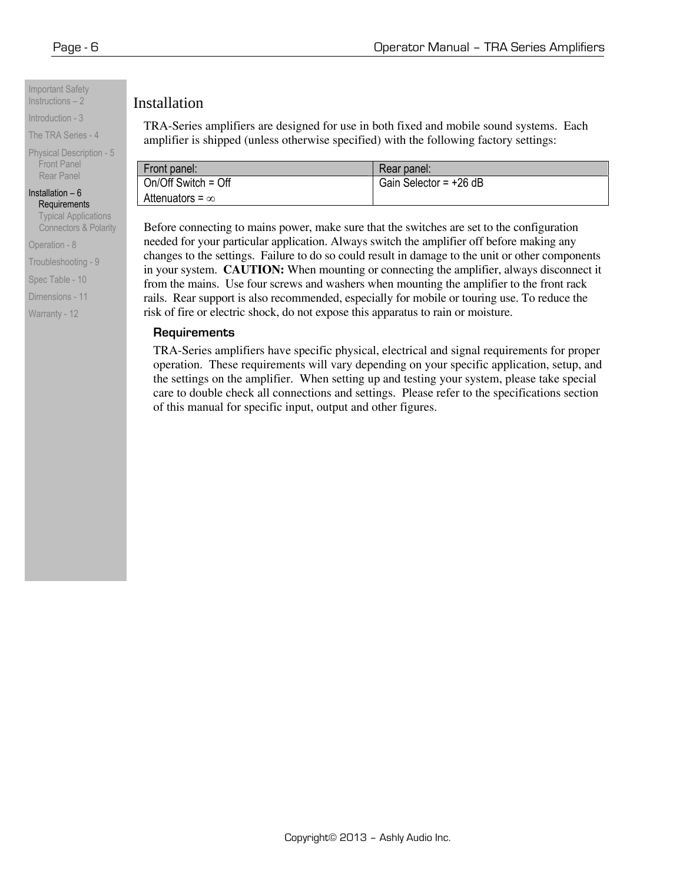# Installation

TRA-Series amplifiers are designed for use in both fixed and mobile sound systems. Each amplifier is shipped (unless otherwise specified) with the following factory settings:

| Front panel: | Rear panel: |
|---|---|
| On/Off Switch = Off<br>Attenuators = ∞ | Gain Selector = +26 dB |

Before connecting to mains power, make sure that the switches are set to the configuration needed for your particular application. Always switch the amplifier off before making any changes to the settings. Failure to do so could result in damage to the unit or other components in your system. **CAUTION:** When mounting or connecting the amplifier, always disconnect it from the mains. Use four screws and washers when mounting the amplifier to the front rack rails. Rear support is also recommended, especially for mobile or touring use. To reduce the risk of fire or electric shock, do not expose this apparatus to rain or moisture.

## Requirements

TRA-Series amplifiers have specific physical, electrical and signal requirements for proper operation. These requirements will vary depending on your specific application, setup, and the settings on the amplifier. When setting up and testing your system, please take special care to double check all connections and settings. Please refer to the specifications section of this manual for specific input, output and other figures.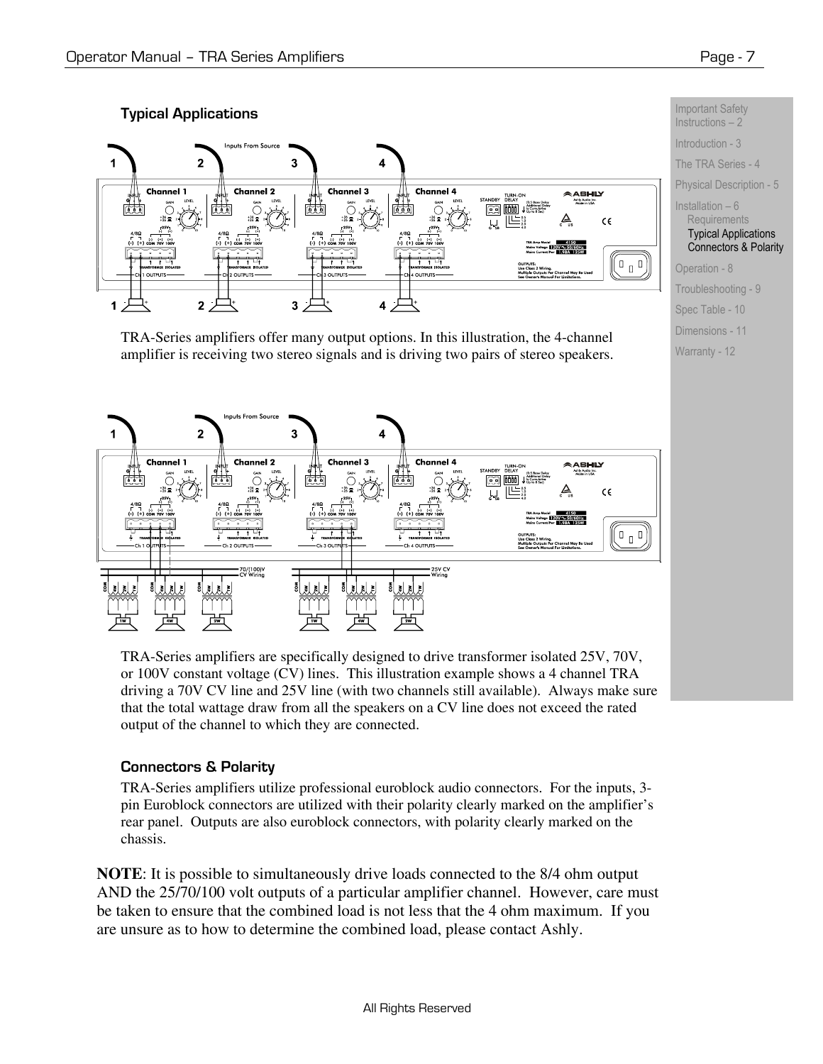## Typical Applications

TRA-Series amplifiers offer many output options. In this illustration, the 4-channel amplifier is receiving two stereo signals and is driving two pairs of stereo speakers.

TRA-Series amplifiers are specifically designed to drive transformer isolated 25V, 70V, or 100V constant voltage (CV) lines. This illustration example shows a 4 channel TRA driving a 70V CV line and 25V line (with two channels still available). Always make sure that the total wattage draw from all the speakers on a CV line does not exceed the rated output of the channel to which they are connected.

## Connectors & Polarity

TRA-Series amplifiers utilize professional euroblock audio connectors. For the inputs, 3-pin Euroblock connectors are utilized with their polarity clearly marked on the amplifier's rear panel. Outputs are also euroblock connectors, with polarity clearly marked on the chassis.

**NOTE**: It is possible to simultaneously drive loads connected to the 8/4 ohm output AND the 25/70/100 volt outputs of a particular amplifier channel. However, care must be taken to ensure that the combined load is not less that the 4 ohm maximum. If you are unsure as to how to determine the combined load, please contact Ashly.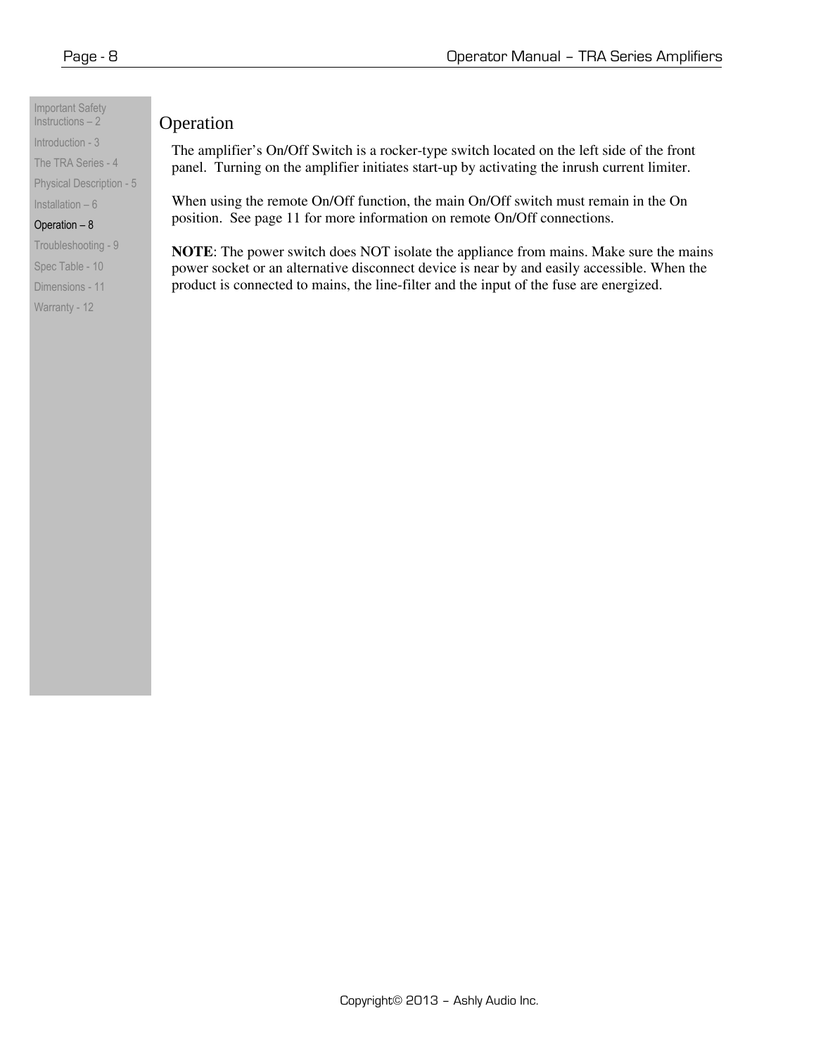## Operation

The amplifier's On/Off Switch is a rocker-type switch located on the left side of the front panel. Turning on the amplifier initiates start-up by activating the inrush current limiter.

When using the remote On/Off function, the main On/Off switch must remain in the On position. See page 11 for more information on remote On/Off connections.

**NOTE**: The power switch does NOT isolate the appliance from mains. Make sure the mains power socket or an alternative disconnect device is near by and easily accessible. When the product is connected to mains, the line-filter and the input of the fuse are energized.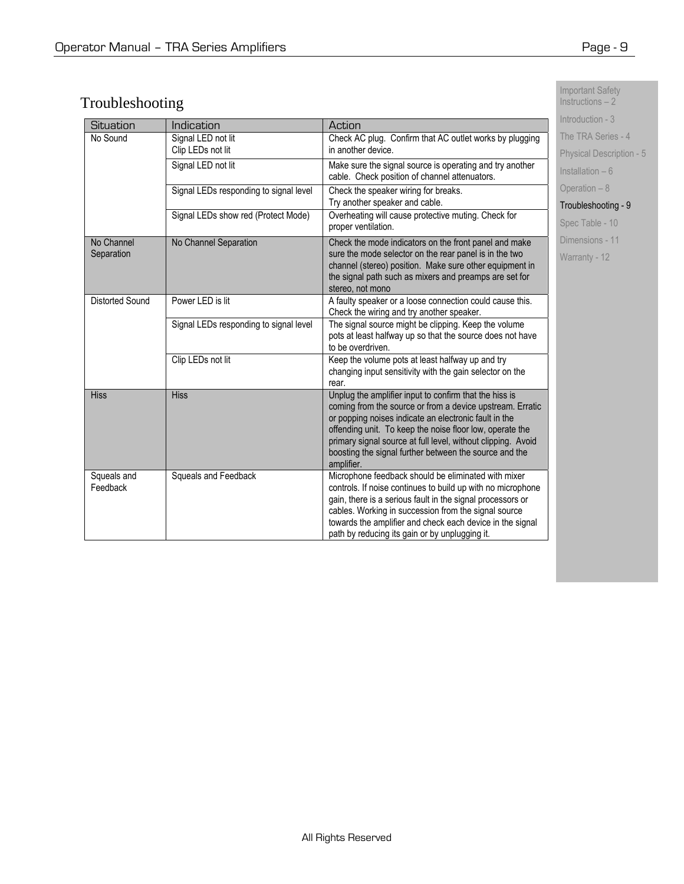# Troubleshooting

| Situation | Indication | Action |
|---|---|---|
| No Sound | Signal LED not lit<br>Clip LEDs not lit | Check AC plug. Confirm that AC outlet works by plugging in another device. |
| | Signal LED not lit | Make sure the signal source is operating and try another cable. Check position of channel attenuators. |
| | Signal LEDs responding to signal level | Check the speaker wiring for breaks.<br>Try another speaker and cable. |
| | Signal LEDs show red (Protect Mode) | Overheating will cause protective muting. Check for proper ventilation. |
| No Channel Separation | No Channel Separation | Check the mode indicators on the front panel and make sure the mode selector on the rear panel is in the two channel (stereo) position. Make sure other equipment in the signal path such as mixers and preamps are set for stereo, not mono |
| Distorted Sound | Power LED is lit | A faulty speaker or a loose connection could cause this. Check the wiring and try another speaker. |
| | Signal LEDs responding to signal level | The signal source might be clipping. Keep the volume pots at least halfway up so that the source does not have to be overdriven. |
| | Clip LEDs not lit | Keep the volume pots at least halfway up and try changing input sensitivity with the gain selector on the rear. |
| Hiss | Hiss | Unplug the amplifier input to confirm that the hiss is coming from the source or from a device upstream. Erratic or popping noises indicate an electronic fault in the offending unit. To keep the noise floor low, operate the primary signal source at full level, without clipping. Avoid boosting the signal further between the source and the amplifier. |
| Squeals and Feedback | Squeals and Feedback | Microphone feedback should be eliminated with mixer controls. If noise continues to build up with no microphone gain, there is a serious fault in the signal processors or cables. Working in succession from the signal source towards the amplifier and check each device in the signal path by reducing its gain or by unplugging it. |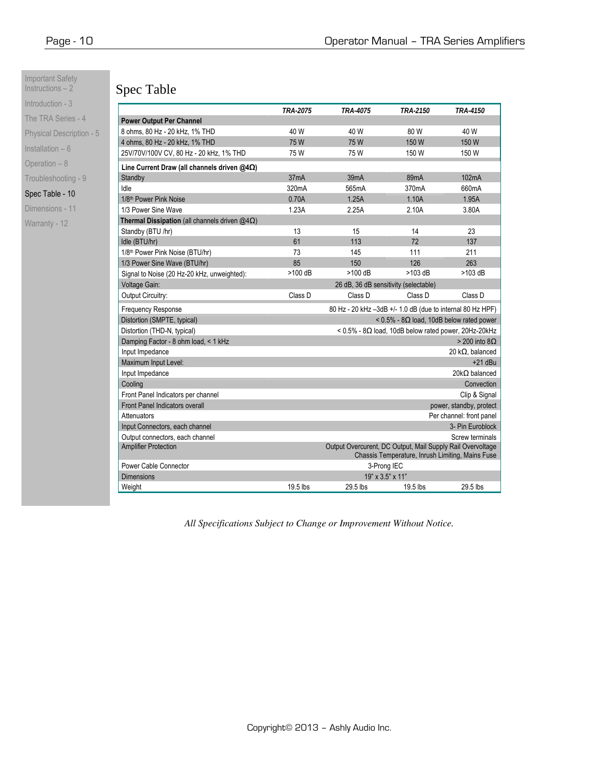# Spec Table

| | TRA-2075 | TRA-4075 | TRA-2150 | TRA-4150 |
|---|---|---|---|---|
| **Power Output Per Channel** | | | | |
| 8 ohms, 80 Hz - 20 kHz, 1% THD | 40 W | 40 W | 80 W | 40 W |
| 4 ohms, 80 Hz - 20 kHz, 1% THD | 75 W | 75 W | 150 W | 150 W |
| 25V/70V/100V CV, 80 Hz - 20 kHz, 1% THD | 75 W | 75 W | 150 W | 150 W |
| **Line Current Draw (all channels driven @4Ω)** | | | | |
| Standby | 37mA | 39mA | 89mA | 102mA |
| Idle | 320mA | 565mA | 370mA | 660mA |
| 1/8th Power Pink Noise | 0.70A | 1.25A | 1.10A | 1.95A |
| 1/3 Power Sine Wave | 1.23A | 2.25A | 2.10A | 3.80A |
| **Thermal Dissipation** (all channels driven @4Ω) | | | | |
| Standby (BTU /hr) | 13 | 15 | 14 | 23 |
| Idle (BTU/hr) | 61 | 113 | 72 | 137 |
| 1/8th Power Pink Noise (BTU/hr) | 73 | 145 | 111 | 211 |
| 1/3 Power Sine Wave (BTU/hr) | 85 | 150 | 126 | 263 |
| Signal to Noise (20 Hz-20 kHz, unweighted): | >100 dB | >100 dB | >103 dB | >103 dB |
| Voltage Gain: | 26 dB, 36 dB sensitivity (selectable) | | | |
| Output Circuitry: | Class D | Class D | Class D | Class D |
| Frequency Response | 80 Hz - 20 kHz –3dB +/- 1.0 dB (due to internal 80 Hz HPF) | | | |
| Distortion (SMPTE, typical) | < 0.5% - 8Ω load, 10dB below rated power | | | |
| Distortion (THD-N, typical) | < 0.5% - 8Ω load, 10dB below rated power, 20Hz-20kHz | | | |
| Damping Factor - 8 ohm load, < 1 kHz | > 200 into 8Ω | | | |
| Input Impedance | 20 kΩ, balanced | | | |
| Maximum Input Level: | +21 dBu | | | |
| Input Impedance | 20kΩ balanced | | | |
| Cooling | Convection | | | |
| Front Panel Indicators per channel | Clip & Signal | | | |
| Front Panel Indicators overall | power, standby, protect | | | |
| Attenuators | Per channel: front panel | | | |
| Input Connectors, each channel | 3- Pin Euroblock | | | |
| Output connectors, each channel | Screw terminals | | | |
| Amplifier Protection | Output Overcurrent, DC Output, Mail Supply Rail Overvoltage Chassis Temperature, Inrush Limiting, Mains Fuse | | | |
| Power Cable Connector | 3-Prong IEC | | | |
| Dimensions | 19" x 3.5" x 11" | | | |
| Weight | 19.5 lbs | 29.5 lbs | 19.5 lbs | 29.5 lbs |

*All Specifications Subject to Change or Improvement Without Notice.*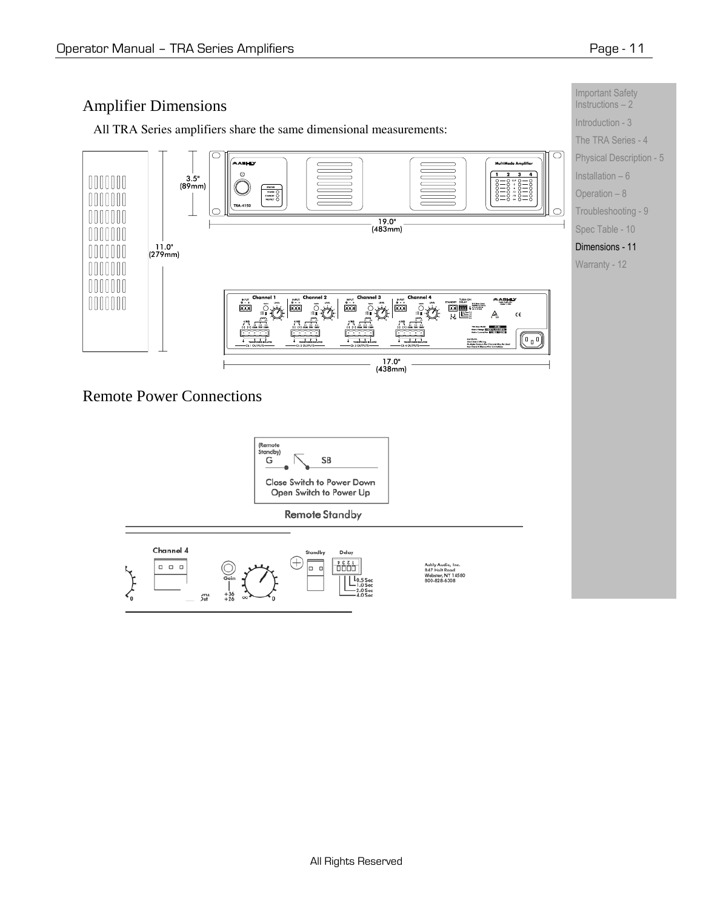## Amplifier Dimensions

All TRA Series amplifiers share the same dimensional measurements:

## Remote Power Connections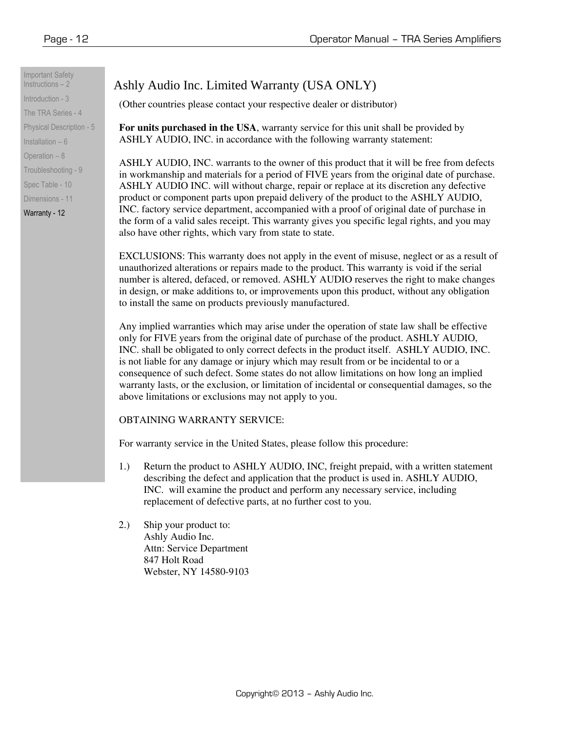## Ashly Audio Inc. Limited Warranty (USA ONLY)

(Other countries please contact your respective dealer or distributor)

**For units purchased in the USA**, warranty service for this unit shall be provided by ASHLY AUDIO, INC. in accordance with the following warranty statement:

ASHLY AUDIO, INC. warrants to the owner of this product that it will be free from defects in workmanship and materials for a period of FIVE years from the original date of purchase. ASHLY AUDIO INC. will without charge, repair or replace at its discretion any defective product or component parts upon prepaid delivery of the product to the ASHLY AUDIO, INC. factory service department, accompanied with a proof of original date of purchase in the form of a valid sales receipt. This warranty gives you specific legal rights, and you may also have other rights, which vary from state to state.

EXCLUSIONS: This warranty does not apply in the event of misuse, neglect or as a result of unauthorized alterations or repairs made to the product. This warranty is void if the serial number is altered, defaced, or removed. ASHLY AUDIO reserves the right to make changes in design, or make additions to, or improvements upon this product, without any obligation to install the same on products previously manufactured.

Any implied warranties which may arise under the operation of state law shall be effective only for FIVE years from the original date of purchase of the product. ASHLY AUDIO, INC. shall be obligated to only correct defects in the product itself. ASHLY AUDIO, INC. is not liable for any damage or injury which may result from or be incidental to or a consequence of such defect. Some states do not allow limitations on how long an implied warranty lasts, or the exclusion, or limitation of incidental or consequential damages, so the above limitations or exclusions may not apply to you.

OBTAINING WARRANTY SERVICE:

For warranty service in the United States, please follow this procedure:

1.) Return the product to ASHLY AUDIO, INC, freight prepaid, with a written statement describing the defect and application that the product is used in. ASHLY AUDIO, INC. will examine the product and perform any necessary service, including replacement of defective parts, at no further cost to you.

2.) Ship your product to:
Ashly Audio Inc.
Attn: Service Department
847 Holt Road
Webster, NY 14580-9103